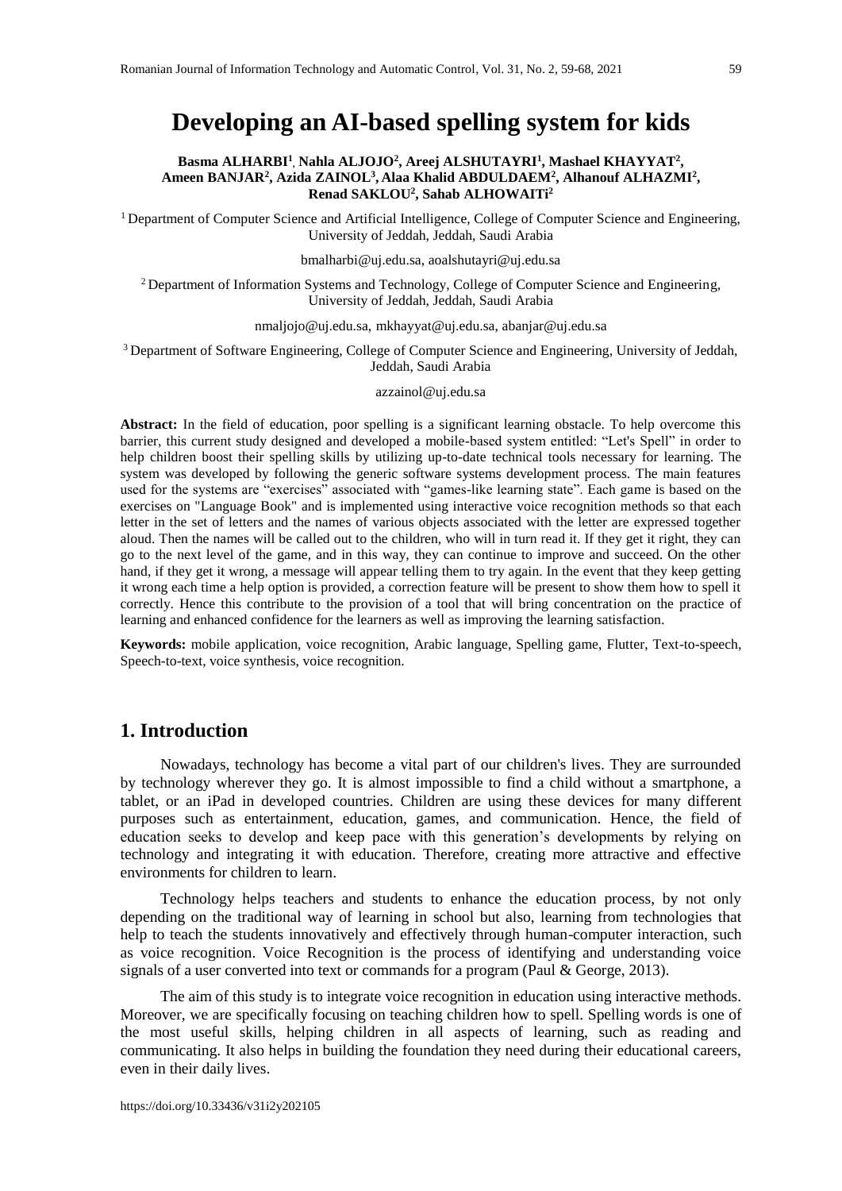# Developing an AI-based spelling system for kids

**Basma ALHARBI[1], Nahla ALJOJO[2], Areej ALSHUTAYRI[1], Mashael KHAYYAT[2], Ameen BANJAR[2], Azida ZAINOL[3], Alaa Khalid ABDULDAEM[2], Alhanouf ALHAZMI[2], Renad SAKLOU[2], Sahab ALHOWAITi[2]**

[1] Department of Computer Science and Artificial Intelligence, College of Computer Science and Engineering, University of Jeddah, Jeddah, Saudi Arabia

bmalharbi@uj.edu.sa, aoalshutayri@uj.edu.sa

[2] Department of Information Systems and Technology, College of Computer Science and Engineering, University of Jeddah, Jeddah, Saudi Arabia

nmaljojo@uj.edu.sa, mkhayyat@uj.edu.sa, abanjar@uj.edu.sa

[3] Department of Software Engineering, College of Computer Science and Engineering, University of Jeddah, Jeddah, Saudi Arabia

azzainol@uj.edu.sa

**Abstract:** In the field of education, poor spelling is a significant learning obstacle. To help overcome this barrier, this current study designed and developed a mobile-based system entitled: "Let's Spell" in order to help children boost their spelling skills by utilizing up-to-date technical tools necessary for learning. The system was developed by following the generic software systems development process. The main features used for the systems are "exercises" associated with "games-like learning state". Each game is based on the exercises on "Language Book" and is implemented using interactive voice recognition methods so that each letter in the set of letters and the names of various objects associated with the letter are expressed together aloud. Then the names will be called out to the children, who will in turn read it. If they get it right, they can go to the next level of the game, and in this way, they can continue to improve and succeed. On the other hand, if they get it wrong, a message will appear telling them to try again. In the event that they keep getting it wrong each time a help option is provided, a correction feature will be present to show them how to spell it correctly. Hence this contribute to the provision of a tool that will bring concentration on the practice of learning and enhanced confidence for the learners as well as improving the learning satisfaction.

**Keywords:** mobile application, voice recognition, Arabic language, Spelling game, Flutter, Text-to-speech, Speech-to-text, voice synthesis, voice recognition.

## 1. Introduction

Nowadays, technology has become a vital part of our children's lives. They are surrounded by technology wherever they go. It is almost impossible to find a child without a smartphone, a tablet, or an iPad in developed countries. Children are using these devices for many different purposes such as entertainment, education, games, and communication. Hence, the field of education seeks to develop and keep pace with this generation's developments by relying on technology and integrating it with education. Therefore, creating more attractive and effective environments for children to learn.

Technology helps teachers and students to enhance the education process, by not only depending on the traditional way of learning in school but also, learning from technologies that help to teach the students innovatively and effectively through human-computer interaction, such as voice recognition. Voice Recognition is the process of identifying and understanding voice signals of a user converted into text or commands for a program (Paul & George, 2013).

The aim of this study is to integrate voice recognition in education using interactive methods. Moreover, we are specifically focusing on teaching children how to spell. Spelling words is one of the most useful skills, helping children in all aspects of learning, such as reading and communicating. It also helps in building the foundation they need during their educational careers, even in their daily lives.

https://doi.org/10.33436/v31i2y202105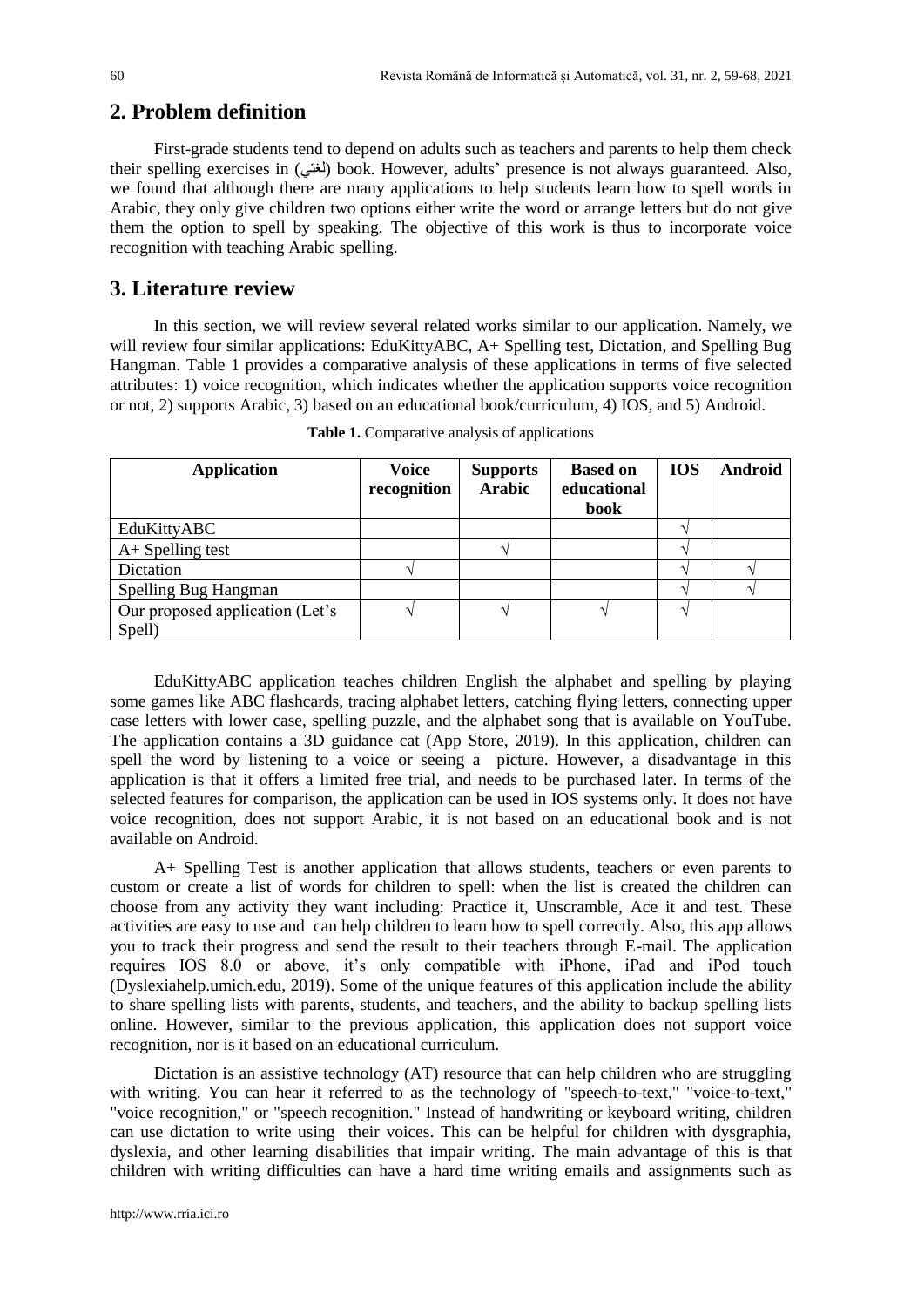## 2. Problem definition

First-grade students tend to depend on adults such as teachers and parents to help them check their spelling exercises in (لغتي) book. However, adults' presence is not always guaranteed. Also, we found that although there are many applications to help students learn how to spell words in Arabic, they only give children two options either write the word or arrange letters but do not give them the option to spell by speaking. The objective of this work is thus to incorporate voice recognition with teaching Arabic spelling.

## 3. Literature review

In this section, we will review several related works similar to our application. Namely, we will review four similar applications: EduKittyABC, A+ Spelling test, Dictation, and Spelling Bug Hangman. Table 1 provides a comparative analysis of these applications in terms of five selected attributes: 1) voice recognition, which indicates whether the application supports voice recognition or not, 2) supports Arabic, 3) based on an educational book/curriculum, 4) IOS, and 5) Android.

**Table 1.** Comparative analysis of applications

| Application | Voice recognition | Supports Arabic | Based on educational book | IOS | Android |
|---|---|---|---|---|---|
| EduKittyABC | | | | √ | |
| A+ Spelling test | | √ | | √ | |
| Dictation | √ | | | √ | √ |
| Spelling Bug Hangman | | | | √ | √ |
| Our proposed application (Let's Spell) | √ | √ | √ | √ | |

EduKittyABC application teaches children English the alphabet and spelling by playing some games like ABC flashcards, tracing alphabet letters, catching flying letters, connecting upper case letters with lower case, spelling puzzle, and the alphabet song that is available on YouTube. The application contains a 3D guidance cat (App Store, 2019). In this application, children can spell the word by listening to a voice or seeing a picture. However, a disadvantage in this application is that it offers a limited free trial, and needs to be purchased later. In terms of the selected features for comparison, the application can be used in IOS systems only. It does not have voice recognition, does not support Arabic, it is not based on an educational book and is not available on Android.

A+ Spelling Test is another application that allows students, teachers or even parents to custom or create a list of words for children to spell: when the list is created the children can choose from any activity they want including: Practice it, Unscramble, Ace it and test. These activities are easy to use and can help children to learn how to spell correctly. Also, this app allows you to track their progress and send the result to their teachers through E-mail. The application requires IOS 8.0 or above, it's only compatible with iPhone, iPad and iPod touch (Dyslexiahelp.umich.edu, 2019). Some of the unique features of this application include the ability to share spelling lists with parents, students, and teachers, and the ability to backup spelling lists online. However, similar to the previous application, this application does not support voice recognition, nor is it based on an educational curriculum.

Dictation is an assistive technology (AT) resource that can help children who are struggling with writing. You can hear it referred to as the technology of "speech-to-text," "voice-to-text," "voice recognition," or "speech recognition." Instead of handwriting or keyboard writing, children can use dictation to write using their voices. This can be helpful for children with dysgraphia, dyslexia, and other learning disabilities that impair writing. The main advantage of this is that children with writing difficulties can have a hard time writing emails and assignments such as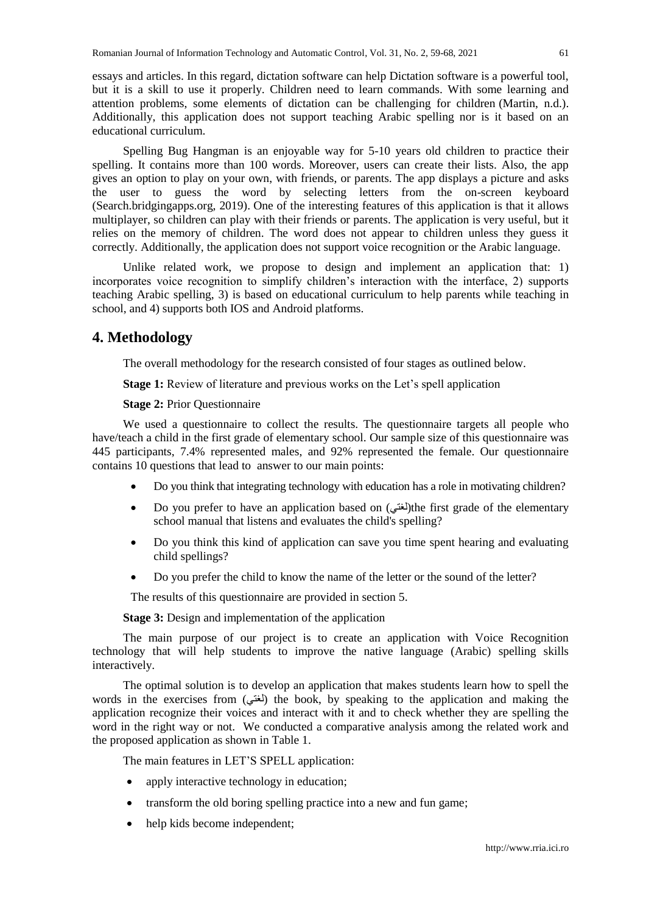essays and articles. In this regard, dictation software can help Dictation software is a powerful tool, but it is a skill to use it properly. Children need to learn commands. With some learning and attention problems, some elements of dictation can be challenging for children (Martin, n.d.). Additionally, this application does not support teaching Arabic spelling nor is it based on an educational curriculum.

Spelling Bug Hangman is an enjoyable way for 5-10 years old children to practice their spelling. It contains more than 100 words. Moreover, users can create their lists. Also, the app gives an option to play on your own, with friends, or parents. The app displays a picture and asks the user to guess the word by selecting letters from the on-screen keyboard (Search.bridgingapps.org, 2019). One of the interesting features of this application is that it allows multiplayer, so children can play with their friends or parents. The application is very useful, but it relies on the memory of children. The word does not appear to children unless they guess it correctly. Additionally, the application does not support voice recognition or the Arabic language.

Unlike related work, we propose to design and implement an application that: 1) incorporates voice recognition to simplify children's interaction with the interface, 2) supports teaching Arabic spelling, 3) is based on educational curriculum to help parents while teaching in school, and 4) supports both IOS and Android platforms.

## 4. Methodology

The overall methodology for the research consisted of four stages as outlined below.

**Stage 1:** Review of literature and previous works on the Let's spell application

**Stage 2:** Prior Questionnaire

We used a questionnaire to collect the results. The questionnaire targets all people who have/teach a child in the first grade of elementary school. Our sample size of this questionnaire was 445 participants, 7.4% represented males, and 92% represented the female. Our questionnaire contains 10 questions that lead to answer to our main points:

- Do you think that integrating technology with education has a role in motivating children?
- Do you prefer to have an application based on (لغتي)the first grade of the elementary school manual that listens and evaluates the child's spelling?
- Do you think this kind of application can save you time spent hearing and evaluating child spellings?
- Do you prefer the child to know the name of the letter or the sound of the letter?

The results of this questionnaire are provided in section 5.

**Stage 3:** Design and implementation of the application

The main purpose of our project is to create an application with Voice Recognition technology that will help students to improve the native language (Arabic) spelling skills interactively.

The optimal solution is to develop an application that makes students learn how to spell the words in the exercises from (لغتي) the book, by speaking to the application and making the application recognize their voices and interact with it and to check whether they are spelling the word in the right way or not. We conducted a comparative analysis among the related work and the proposed application as shown in Table 1.

The main features in LET'S SPELL application:

- apply interactive technology in education;
- transform the old boring spelling practice into a new and fun game;
- help kids become independent;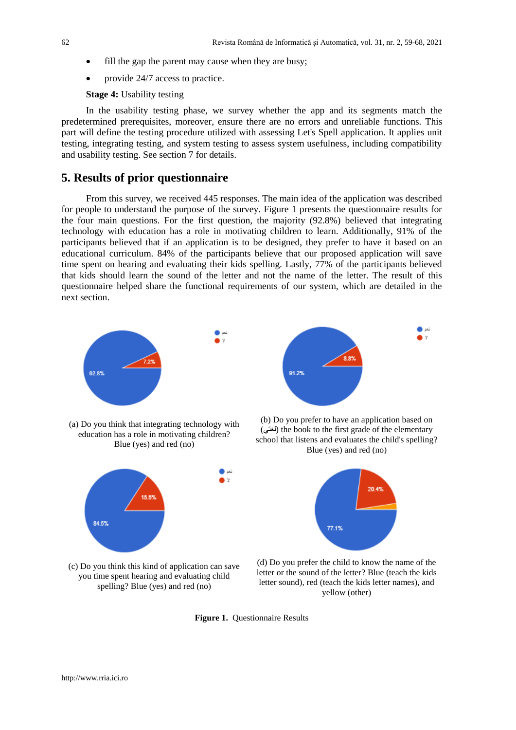- fill the gap the parent may cause when they are busy;
- provide 24/7 access to practice.

**Stage 4:** Usability testing

In the usability testing phase, we survey whether the app and its segments match the predetermined prerequisites, moreover, ensure there are no errors and unreliable functions. This part will define the testing procedure utilized with assessing Let's Spell application. It applies unit testing, integrating testing, and system testing to assess system usefulness, including compatibility and usability testing. See section 7 for details.

## 5. Results of prior questionnaire

From this survey, we received 445 responses. The main idea of the application was described for people to understand the purpose of the survey. Figure 1 presents the questionnaire results for the four main questions. For the first question, the majority (92.8%) believed that integrating technology with education has a role in motivating children to learn. Additionally, 91% of the participants believed that if an application is to be designed, they prefer to have it based on an educational curriculum. 84% of the participants believe that our proposed application will save time spent on hearing and evaluating their kids spelling. Lastly, 77% of the participants believed that kids should learn the sound of the letter and not the name of the letter. The result of this questionnaire helped share the functional requirements of our system, which are detailed in the next section.

(a) Do you think that integrating technology with education has a role in motivating children? Blue (yes) and red (no)

(b) Do you prefer to have an application based on (لغتي) the book to the first grade of the elementary school that listens and evaluates the child's spelling? Blue (yes) and red (no)

(c) Do you think this kind of application can save you time spent hearing and evaluating child spelling? Blue (yes) and red (no)

(d) Do you prefer the child to know the name of the letter or the sound of the letter? Blue (teach the kids letter sound), red (teach the kids letter names), and yellow (other)

**Figure 1.** Questionnaire Results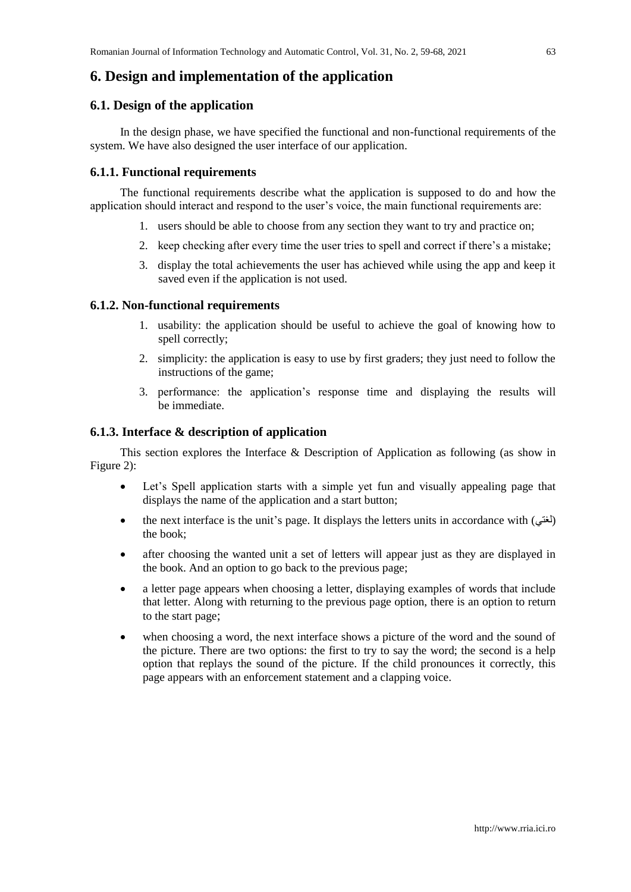# 6. Design and implementation of the application

## 6.1. Design of the application

In the design phase, we have specified the functional and non-functional requirements of the system. We have also designed the user interface of our application.

### 6.1.1. Functional requirements

The functional requirements describe what the application is supposed to do and how the application should interact and respond to the user's voice, the main functional requirements are:

1. users should be able to choose from any section they want to try and practice on;
2. keep checking after every time the user tries to spell and correct if there's a mistake;
3. display the total achievements the user has achieved while using the app and keep it saved even if the application is not used.

### 6.1.2. Non-functional requirements

1. usability: the application should be useful to achieve the goal of knowing how to spell correctly;
2. simplicity: the application is easy to use by first graders; they just need to follow the instructions of the game;
3. performance: the application's response time and displaying the results will be immediate.

### 6.1.3. Interface & description of application

This section explores the Interface & Description of Application as following (as show in Figure 2):

- Let's Spell application starts with a simple yet fun and visually appealing page that displays the name of the application and a start button;
- the next interface is the unit's page. It displays the letters units in accordance with (لغتي) the book;
- after choosing the wanted unit a set of letters will appear just as they are displayed in the book. And an option to go back to the previous page;
- a letter page appears when choosing a letter, displaying examples of words that include that letter. Along with returning to the previous page option, there is an option to return to the start page;
- when choosing a word, the next interface shows a picture of the word and the sound of the picture. There are two options: the first to try to say the word; the second is a help option that replays the sound of the picture. If the child pronounces it correctly, this page appears with an enforcement statement and a clapping voice.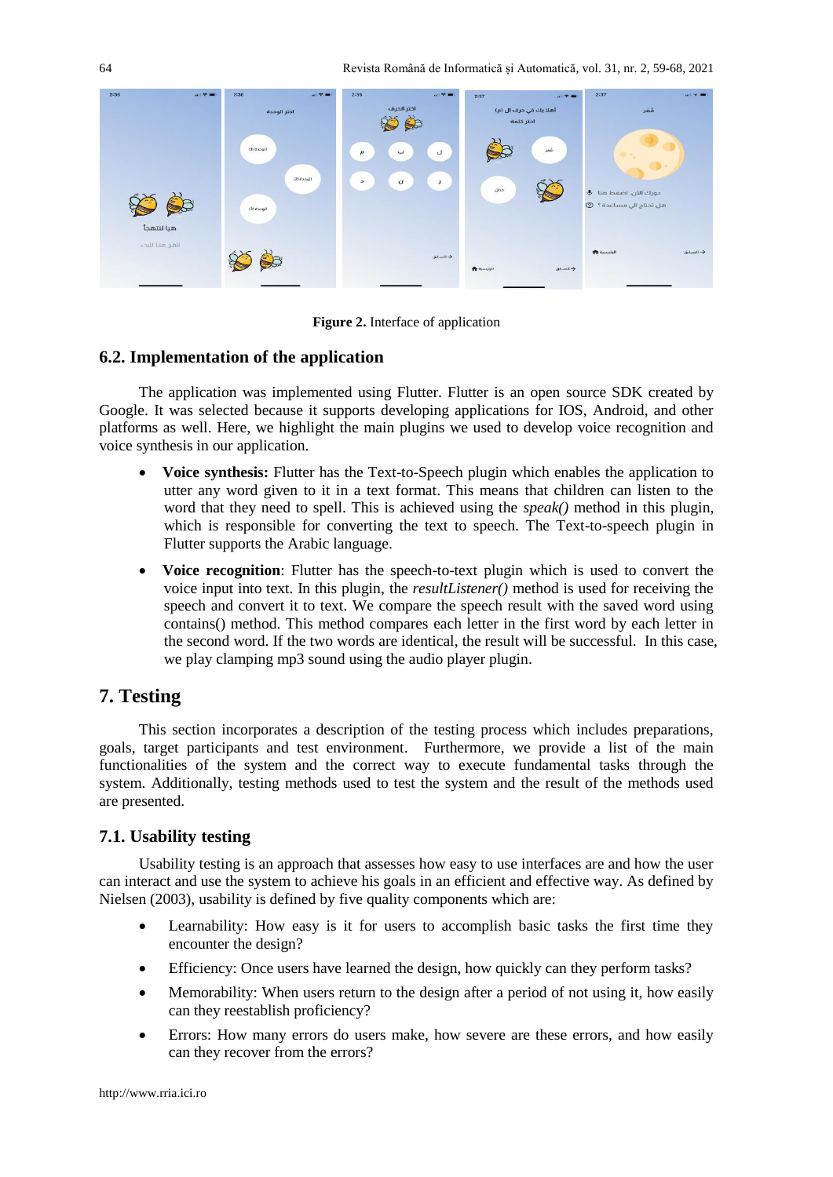**Figure 2.** Interface of application

## 6.2. Implementation of the application

The application was implemented using Flutter. Flutter is an open source SDK created by Google. It was selected because it supports developing applications for IOS, Android, and other platforms as well. Here, we highlight the main plugins we used to develop voice recognition and voice synthesis in our application.

- **Voice synthesis:** Flutter has the Text-to-Speech plugin which enables the application to utter any word given to it in a text format. This means that children can listen to the word that they need to spell. This is achieved using the *speak()* method in this plugin, which is responsible for converting the text to speech. The Text-to-speech plugin in Flutter supports the Arabic language.
- **Voice recognition**: Flutter has the speech-to-text plugin which is used to convert the voice input into text. In this plugin, the *resultListener()* method is used for receiving the speech and convert it to text. We compare the speech result with the saved word using contains() method. This method compares each letter in the first word by each letter in the second word. If the two words are identical, the result will be successful. In this case, we play clamping mp3 sound using the audio player plugin.

# 7. Testing

This section incorporates a description of the testing process which includes preparations, goals, target participants and test environment. Furthermore, we provide a list of the main functionalities of the system and the correct way to execute fundamental tasks through the system. Additionally, testing methods used to test the system and the result of the methods used are presented.

## 7.1. Usability testing

Usability testing is an approach that assesses how easy to use interfaces are and how the user can interact and use the system to achieve his goals in an efficient and effective way. As defined by Nielsen (2003), usability is defined by five quality components which are:

- Learnability: How easy is it for users to accomplish basic tasks the first time they encounter the design?
- Efficiency: Once users have learned the design, how quickly can they perform tasks?
- Memorability: When users return to the design after a period of not using it, how easily can they reestablish proficiency?
- Errors: How many errors do users make, how severe are these errors, and how easily can they recover from the errors?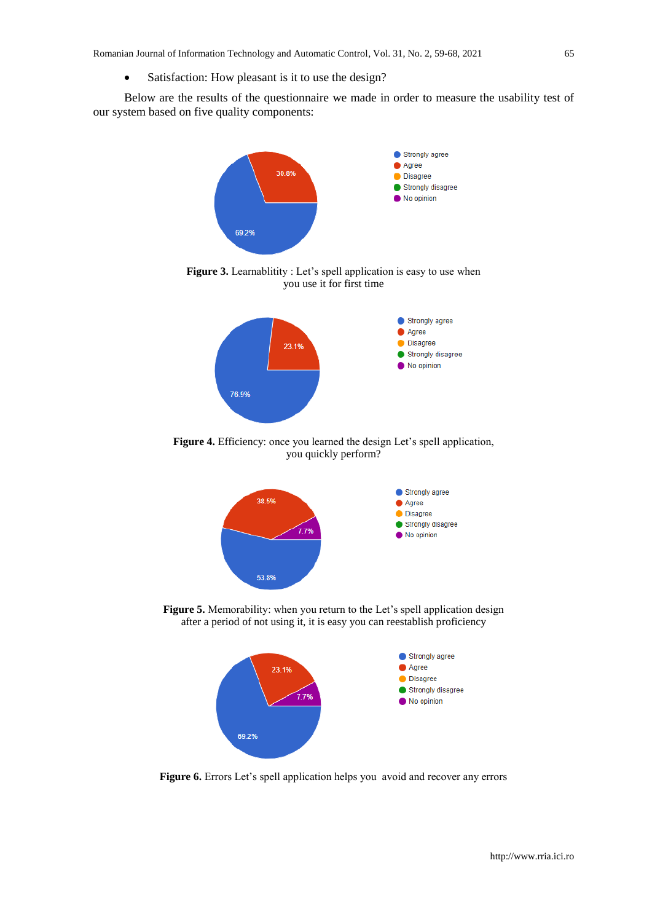- Satisfaction: How pleasant is it to use the design?

Below are the results of the questionnaire we made in order to measure the usability test of our system based on five quality components:

**Figure 3.** Learnablitity : Let's spell application is easy to use when you use it for first time

**Figure 4.** Efficiency: once you learned the design Let's spell application, you quickly perform?

**Figure 5.** Memorability: when you return to the Let's spell application design after a period of not using it, it is easy you can reestablish proficiency

**Figure 6.** Errors Let's spell application helps you avoid and recover any errors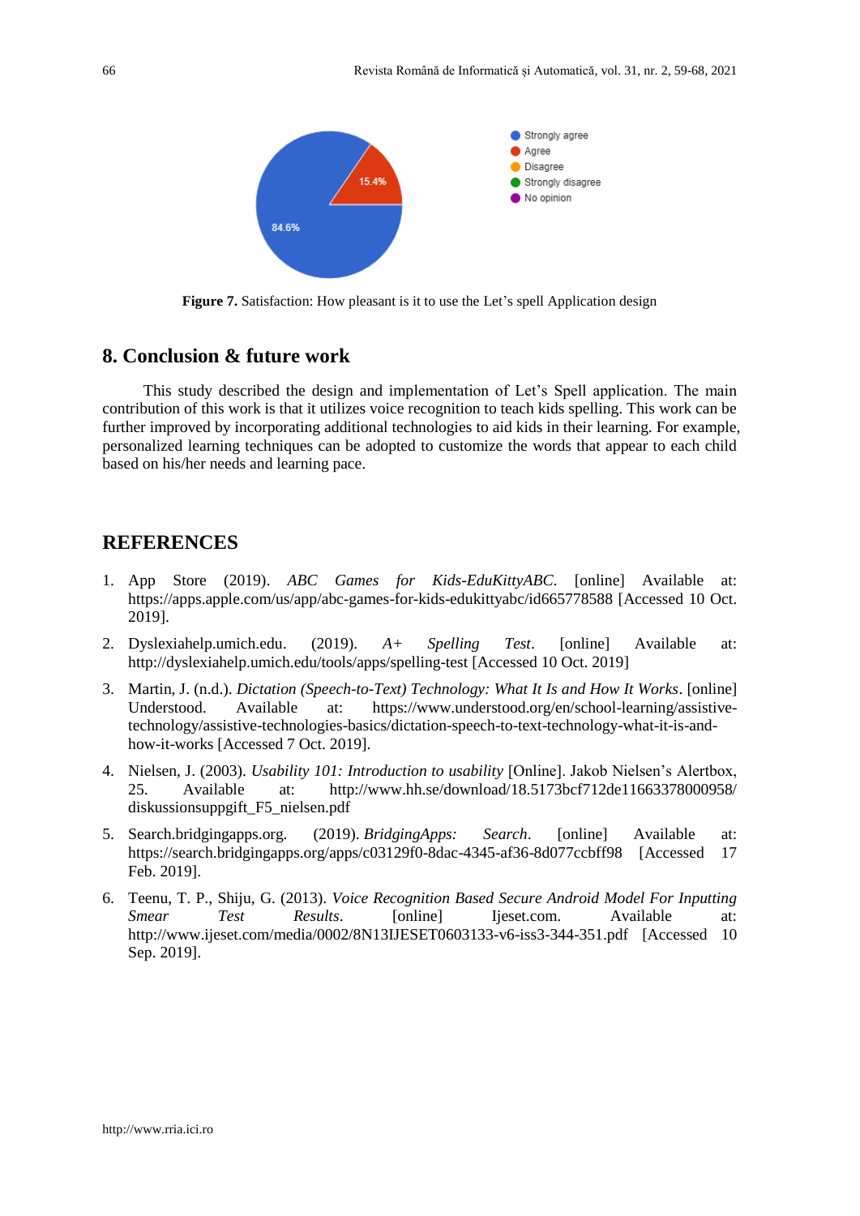**Figure 7.** Satisfaction: How pleasant is it to use the Let's spell Application design

## 8. Conclusion & future work

This study described the design and implementation of Let's Spell application. The main contribution of this work is that it utilizes voice recognition to teach kids spelling. This work can be further improved by incorporating additional technologies to aid kids in their learning. For example, personalized learning techniques can be adopted to customize the words that appear to each child based on his/her needs and learning pace.

## REFERENCES

1. App Store (2019). *ABC Games for Kids-EduKittyABC*. [online] Available at: https://apps.apple.com/us/app/abc-games-for-kids-edukittyabc/id665778588 [Accessed 10 Oct. 2019].
2. Dyslexiahelp.umich.edu. (2019). *A+ Spelling Test*. [online] Available at: http://dyslexiahelp.umich.edu/tools/apps/spelling-test [Accessed 10 Oct. 2019]
3. Martin, J. (n.d.). *Dictation (Speech-to-Text) Technology: What It Is and How It Works*. [online] Understood. Available at: https://www.understood.org/en/school-learning/assistive-technology/assistive-technologies-basics/dictation-speech-to-text-technology-what-it-is-and-how-it-works [Accessed 7 Oct. 2019].
4. Nielsen, J. (2003). *Usability 101: Introduction to usability* [Online]. Jakob Nielsen's Alertbox, 25. Available at: http://www.hh.se/download/18.5173bcf712de11663378000958/diskussionsuppgift_F5_nielsen.pdf
5. Search.bridgingapps.org. (2019). *BridgingApps: Search*. [online] Available at: https://search.bridgingapps.org/apps/c03129f0-8dac-4345-af36-8d077ccbff98 [Accessed 17 Feb. 2019].
6. Teenu, T. P., Shiju, G. (2013). *Voice Recognition Based Secure Android Model For Inputting Smear Test Results*. [online] Ijeset.com. Available at: http://www.ijeset.com/media/0002/8N13IJESET0603133-v6-iss3-344-351.pdf [Accessed 10 Sep. 2019].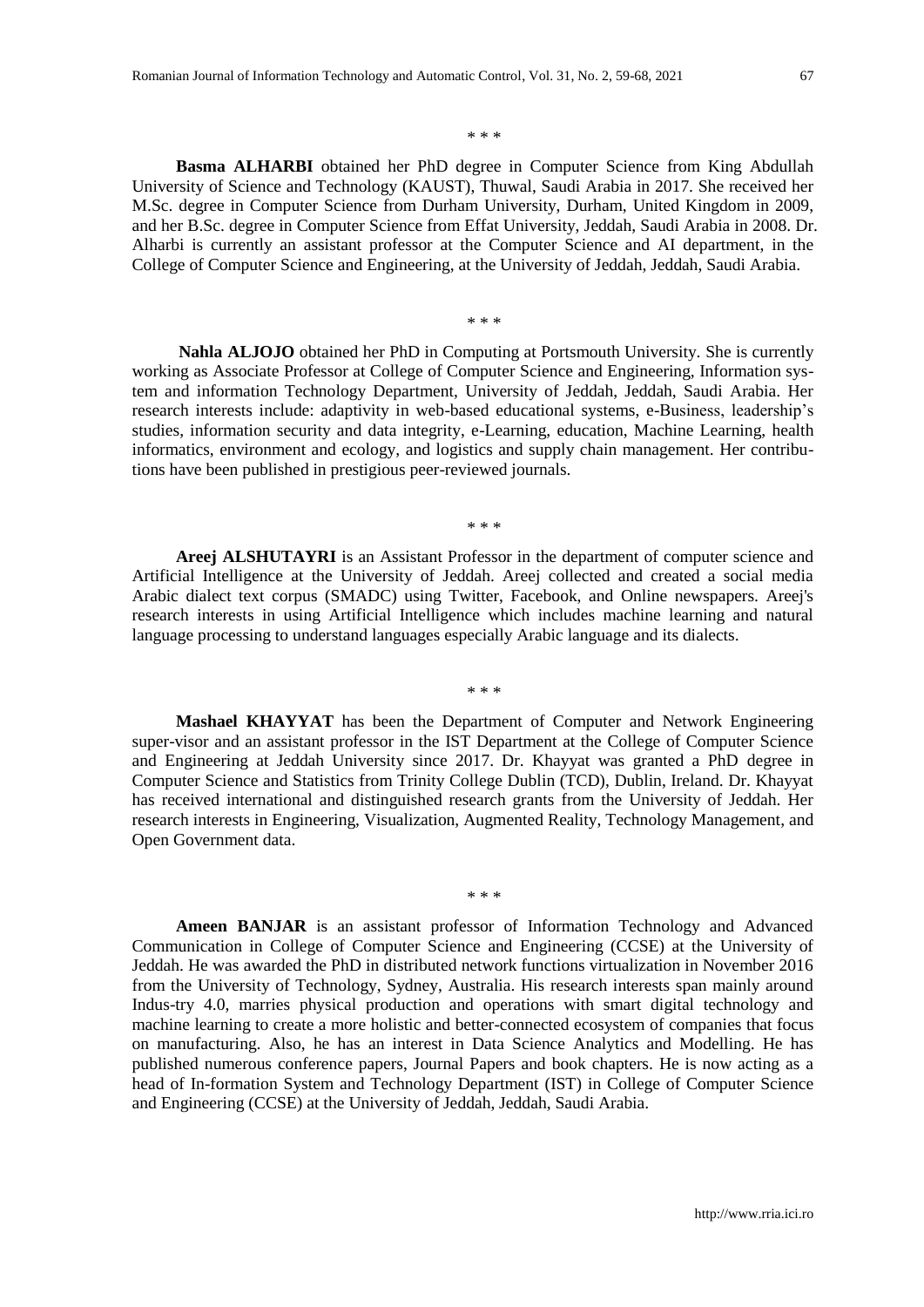\* \* \*

**Basma ALHARBI** obtained her PhD degree in Computer Science from King Abdullah University of Science and Technology (KAUST), Thuwal, Saudi Arabia in 2017. She received her M.Sc. degree in Computer Science from Durham University, Durham, United Kingdom in 2009, and her B.Sc. degree in Computer Science from Effat University, Jeddah, Saudi Arabia in 2008. Dr. Alharbi is currently an assistant professor at the Computer Science and AI department, in the College of Computer Science and Engineering, at the University of Jeddah, Jeddah, Saudi Arabia.

\* \* \*

**Nahla ALJOJO** obtained her PhD in Computing at Portsmouth University. She is currently working as Associate Professor at College of Computer Science and Engineering, Information system and information Technology Department, University of Jeddah, Jeddah, Saudi Arabia. Her research interests include: adaptivity in web-based educational systems, e-Business, leadership's studies, information security and data integrity, e-Learning, education, Machine Learning, health informatics, environment and ecology, and logistics and supply chain management. Her contributions have been published in prestigious peer-reviewed journals.

\* \* \*

**Areej ALSHUTAYRI** is an Assistant Professor in the department of computer science and Artificial Intelligence at the University of Jeddah. Areej collected and created a social media Arabic dialect text corpus (SMADC) using Twitter, Facebook, and Online newspapers. Areej's research interests in using Artificial Intelligence which includes machine learning and natural language processing to understand languages especially Arabic language and its dialects.

\* \* \*

**Mashael KHAYYAT** has been the Department of Computer and Network Engineering super-visor and an assistant professor in the IST Department at the College of Computer Science and Engineering at Jeddah University since 2017. Dr. Khayyat was granted a PhD degree in Computer Science and Statistics from Trinity College Dublin (TCD), Dublin, Ireland. Dr. Khayyat has received international and distinguished research grants from the University of Jeddah. Her research interests in Engineering, Visualization, Augmented Reality, Technology Management, and Open Government data.

\* \* \*

**Ameen BANJAR** is an assistant professor of Information Technology and Advanced Communication in College of Computer Science and Engineering (CCSE) at the University of Jeddah. He was awarded the PhD in distributed network functions virtualization in November 2016 from the University of Technology, Sydney, Australia. His research interests span mainly around Indus-try 4.0, marries physical production and operations with smart digital technology and machine learning to create a more holistic and better-connected ecosystem of companies that focus on manufacturing. Also, he has an interest in Data Science Analytics and Modelling. He has published numerous conference papers, Journal Papers and book chapters. He is now acting as a head of In-formation System and Technology Department (IST) in College of Computer Science and Engineering (CCSE) at the University of Jeddah, Jeddah, Saudi Arabia.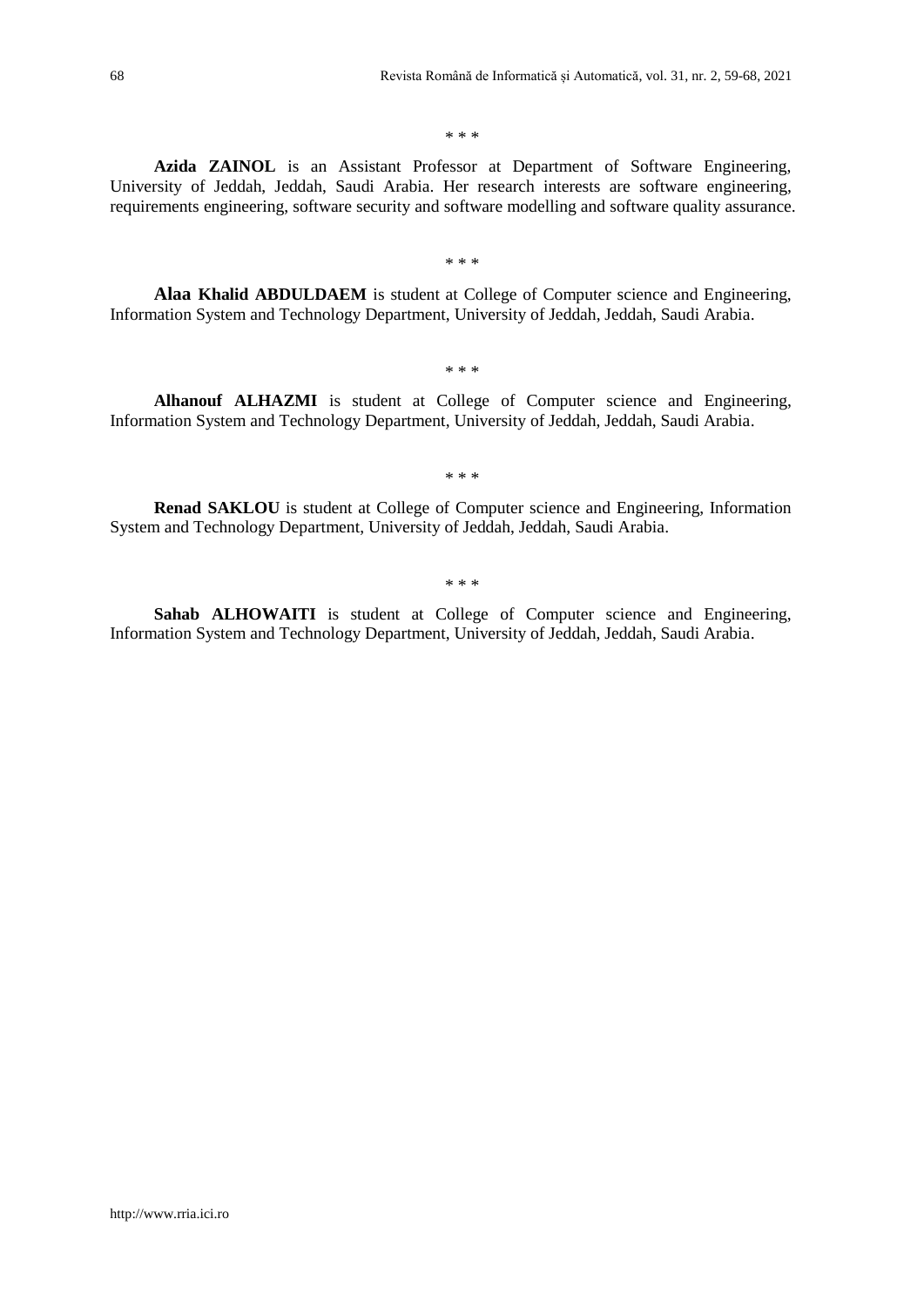\* \* \*

**Azida ZAINOL** is an Assistant Professor at Department of Software Engineering, University of Jeddah, Jeddah, Saudi Arabia. Her research interests are software engineering, requirements engineering, software security and software modelling and software quality assurance.

\* \* \*

**Alaa Khalid ABDULDAEM** is student at College of Computer science and Engineering, Information System and Technology Department, University of Jeddah, Jeddah, Saudi Arabia.

\* \* \*

**Alhanouf ALHAZMI** is student at College of Computer science and Engineering, Information System and Technology Department, University of Jeddah, Jeddah, Saudi Arabia.

\* \* \*

**Renad SAKLOU** is student at College of Computer science and Engineering, Information System and Technology Department, University of Jeddah, Jeddah, Saudi Arabia.

\* \* \*

**Sahab ALHOWAITI** is student at College of Computer science and Engineering, Information System and Technology Department, University of Jeddah, Jeddah, Saudi Arabia.